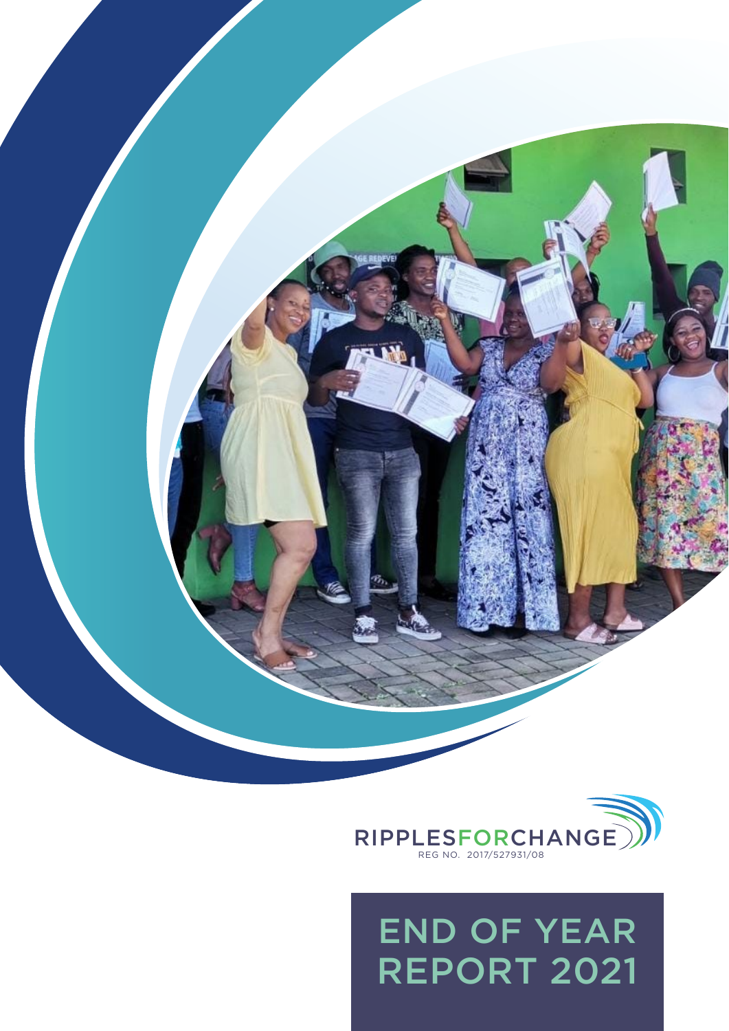RIPPLESFORCHANGE

REG NO. 2017/527931/08

# END OF YEAR REPORT 2021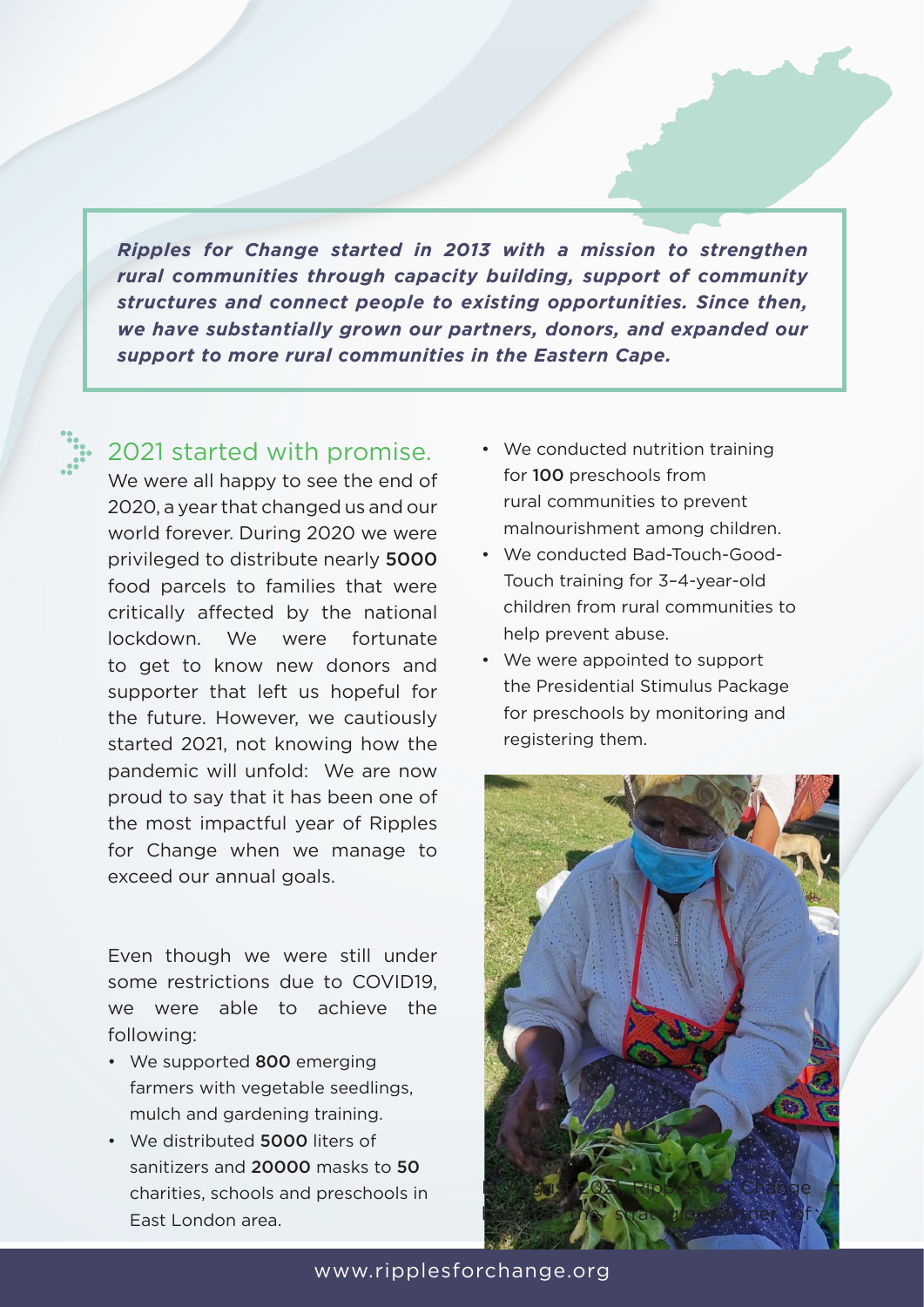***Ripples for Change started in 2013 with a mission to strengthen rural communities through capacity building, support of community structures and connect people to existing opportunities. Since then, we have substantially grown our partners, donors, and expanded our support to more rural communities in the Eastern Cape.***

## 2021 started with promise.

We were all happy to see the end of 2020, a year that changed us and our world forever. During 2020 we were privileged to distribute nearly **5000** food parcels to families that were critically affected by the national lockdown. We were fortunate to get to know new donors and supporter that left us hopeful for the future. However, we cautiously started 2021, not knowing how the pandemic will unfold: We are now proud to say that it has been one of the most impactful year of Ripples for Change when we manage to exceed our annual goals.

Even though we were still under some restrictions due to COVID19, we were able to achieve the following:

- We supported **800** emerging farmers with vegetable seedlings, mulch and gardening training.
- We distributed **5000** liters of sanitizers and **20000** masks to **50** charities, schools and preschools in East London area.
- We conducted nutrition training for **100** preschools from rural communities to prevent malnourishment among children.
- We conducted Bad-Touch-Good-Touch training for 3–4-year-old children from rural communities to help prevent abuse.
- We were appointed to support the Presidential Stimulus Package for preschools by monitoring and registering them.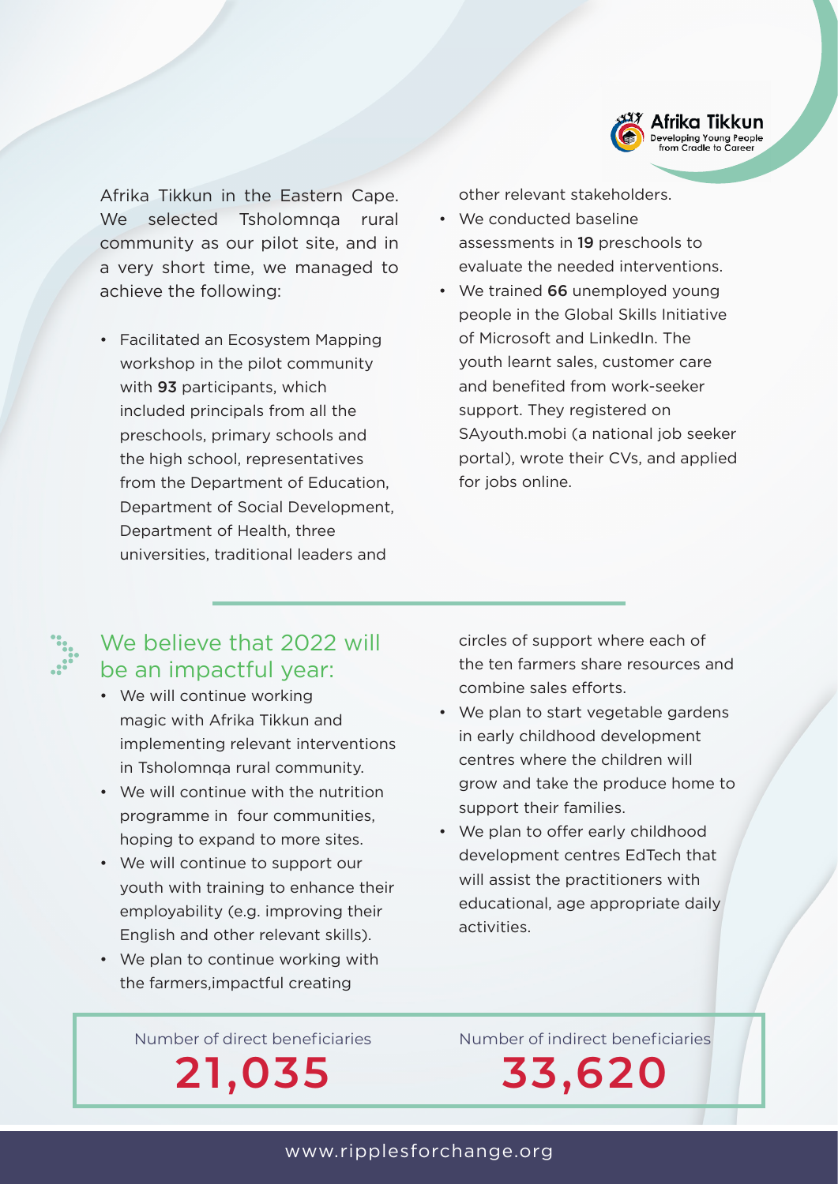Afrika Tikkun in the Eastern Cape. We selected Tsholomnqa rural community as our pilot site, and in a very short time, we managed to achieve the following:

- Facilitated an Ecosystem Mapping workshop in the pilot community with **93** participants, which included principals from all the preschools, primary schools and the high school, representatives from the Department of Education, Department of Social Development, Department of Health, three universities, traditional leaders and other relevant stakeholders.
- We conducted baseline assessments in **19** preschools to evaluate the needed interventions.
- We trained **66** unemployed young people in the Global Skills Initiative of Microsoft and LinkedIn. The youth learnt sales, customer care and benefited from work-seeker support. They registered on SAyouth.mobi (a national job seeker portal), wrote their CVs, and applied for jobs online.

## We believe that 2022 will be an impactful year:

- We will continue working magic with Afrika Tikkun and implementing relevant interventions in Tsholomnqa rural community.
- We will continue with the nutrition programme in four communities, hoping to expand to more sites.
- We will continue to support our youth with training to enhance their employability (e.g. improving their English and other relevant skills).
- We plan to continue working with the farmers,impactful creating circles of support where each of the ten farmers share resources and combine sales efforts.
- We plan to start vegetable gardens in early childhood development centres where the children will grow and take the produce home to support their families.
- We plan to offer early childhood development centres EdTech that will assist the practitioners with educational, age appropriate daily activities.

Number of direct beneficiaries

**21,035**

Number of indirect beneficiaries

**33,620**